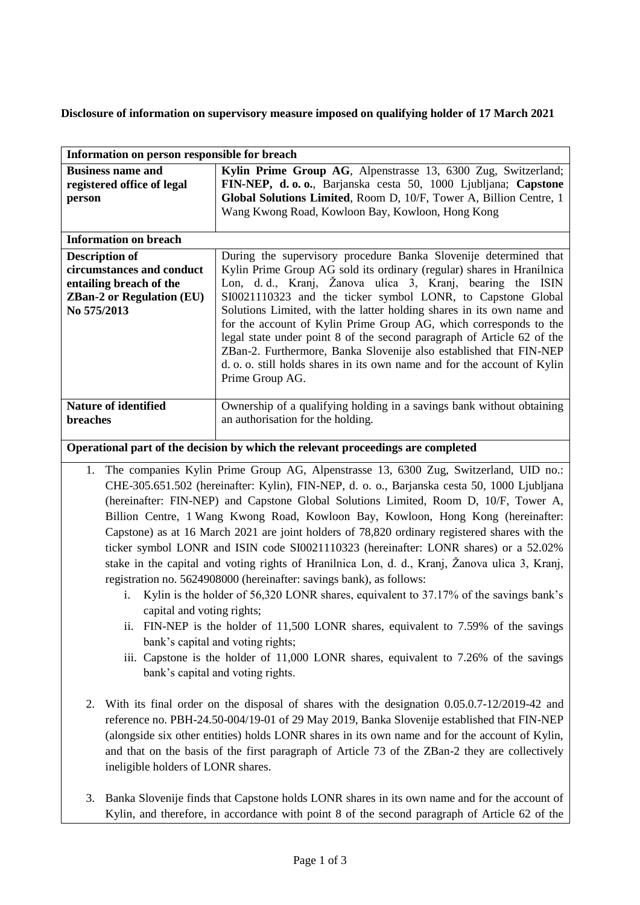**Disclosure of information on supervisory measure imposed on qualifying holder of 17 March 2021**

| Information on person responsible for breach | |
|---|---|
| **Business name and registered office of legal person** | **Kylin Prime Group AG**, Alpenstrasse 13, 6300 Zug, Switzerland; **FIN-NEP, d. o. o.**, Barjanska cesta 50, 1000 Ljubljana; **Capstone Global Solutions Limited**, Room D, 10/F, Tower A, Billion Centre, 1 Wang Kwong Road, Kowloon Bay, Kowloon, Hong Kong |
| **Information on breach** | |
| **Description of circumstances and conduct entailing breach of the ZBan-2 or Regulation (EU) No 575/2013** | During the supervisory procedure Banka Slovenije determined that Kylin Prime Group AG sold its ordinary (regular) shares in Hranilnica Lon, d. d., Kranj, Žanova ulica 3, Kranj, bearing the ISIN SI0021110323 and the ticker symbol LONR, to Capstone Global Solutions Limited, with the latter holding shares in its own name and for the account of Kylin Prime Group AG, which corresponds to the legal state under point 8 of the second paragraph of Article 62 of the ZBan-2. Furthermore, Banka Slovenije also established that FIN-NEP d. o. o. still holds shares in its own name and for the account of Kylin Prime Group AG. |
| **Nature of identified breaches** | Ownership of a qualifying holding in a savings bank without obtaining an authorisation for the holding. |

**Operational part of the decision by which the relevant proceedings are completed**

1. The companies Kylin Prime Group AG, Alpenstrasse 13, 6300 Zug, Switzerland, UID no.: CHE-305.651.502 (hereinafter: Kylin), FIN-NEP, d. o. o., Barjanska cesta 50, 1000 Ljubljana (hereinafter: FIN-NEP) and Capstone Global Solutions Limited, Room D, 10/F, Tower A, Billion Centre, 1 Wang Kwong Road, Kowloon Bay, Kowloon, Hong Kong (hereinafter: Capstone) as at 16 March 2021 are joint holders of 78,820 ordinary registered shares with the ticker symbol LONR and ISIN code SI0021110323 (hereinafter: LONR shares) or a 52.02% stake in the capital and voting rights of Hranilnica Lon, d. d., Kranj, Žanova ulica 3, Kranj, registration no. 5624908000 (hereinafter: savings bank), as follows:
   i. Kylin is the holder of 56,320 LONR shares, equivalent to 37.17% of the savings bank's capital and voting rights;
   ii. FIN-NEP is the holder of 11,500 LONR shares, equivalent to 7.59% of the savings bank's capital and voting rights;
   iii. Capstone is the holder of 11,000 LONR shares, equivalent to 7.26% of the savings bank's capital and voting rights.

2. With its final order on the disposal of shares with the designation 0.05.0.7-12/2019-42 and reference no. PBH-24.50-004/19-01 of 29 May 2019, Banka Slovenije established that FIN-NEP (alongside six other entities) holds LONR shares in its own name and for the account of Kylin, and that on the basis of the first paragraph of Article 73 of the ZBan-2 they are collectively ineligible holders of LONR shares.

3. Banka Slovenije finds that Capstone holds LONR shares in its own name and for the account of Kylin, and therefore, in accordance with point 8 of the second paragraph of Article 62 of the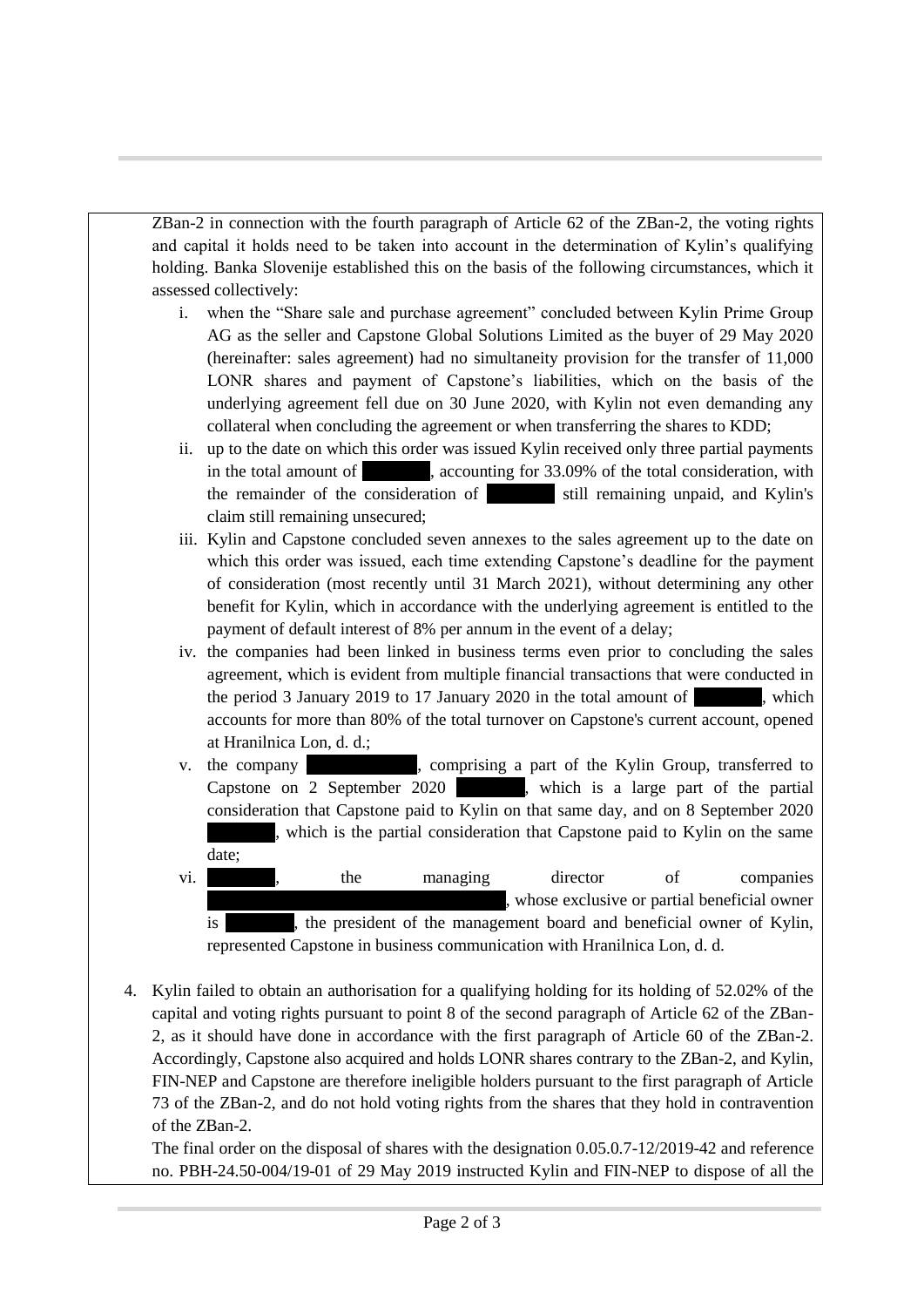ZBan-2 in connection with the fourth paragraph of Article 62 of the ZBan-2, the voting rights and capital it holds need to be taken into account in the determination of Kylin's qualifying holding. Banka Slovenije established this on the basis of the following circumstances, which it assessed collectively:

i. when the "Share sale and purchase agreement" concluded between Kylin Prime Group AG as the seller and Capstone Global Solutions Limited as the buyer of 29 May 2020 (hereinafter: sales agreement) had no simultaneity provision for the transfer of 11,000 LONR shares and payment of Capstone's liabilities, which on the basis of the underlying agreement fell due on 30 June 2020, with Kylin not even demanding any collateral when concluding the agreement or when transferring the shares to KDD;

ii. up to the date on which this order was issued Kylin received only three partial payments in the total amount of ███, accounting for 33.09% of the total consideration, with the remainder of the consideration of ███ still remaining unpaid, and Kylin's claim still remaining unsecured;

iii. Kylin and Capstone concluded seven annexes to the sales agreement up to the date on which this order was issued, each time extending Capstone's deadline for the payment of consideration (most recently until 31 March 2021), without determining any other benefit for Kylin, which in accordance with the underlying agreement is entitled to the payment of default interest of 8% per annum in the event of a delay;

iv. the companies had been linked in business terms even prior to concluding the sales agreement, which is evident from multiple financial transactions that were conducted in the period 3 January 2019 to 17 January 2020 in the total amount of ███, which accounts for more than 80% of the total turnover on Capstone's current account, opened at Hranilnica Lon, d. d.;

v. the company ███, comprising a part of the Kylin Group, transferred to Capstone on 2 September 2020 ███, which is a large part of the partial consideration that Capstone paid to Kylin on that same day, and on 8 September 2020 ███, which is the partial consideration that Capstone paid to Kylin on the same date;

vi. ███, the managing director of companies ███, whose exclusive or partial beneficial owner is ███, the president of the management board and beneficial owner of Kylin, represented Capstone in business communication with Hranilnica Lon, d. d.

4. Kylin failed to obtain an authorisation for a qualifying holding for its holding of 52.02% of the capital and voting rights pursuant to point 8 of the second paragraph of Article 62 of the ZBan-2, as it should have done in accordance with the first paragraph of Article 60 of the ZBan-2. Accordingly, Capstone also acquired and holds LONR shares contrary to the ZBan-2, and Kylin, FIN-NEP and Capstone are therefore ineligible holders pursuant to the first paragraph of Article 73 of the ZBan-2, and do not hold voting rights from the shares that they hold in contravention of the ZBan-2.

The final order on the disposal of shares with the designation 0.05.0.7-12/2019-42 and reference no. PBH-24.50-004/19-01 of 29 May 2019 instructed Kylin and FIN-NEP to dispose of all the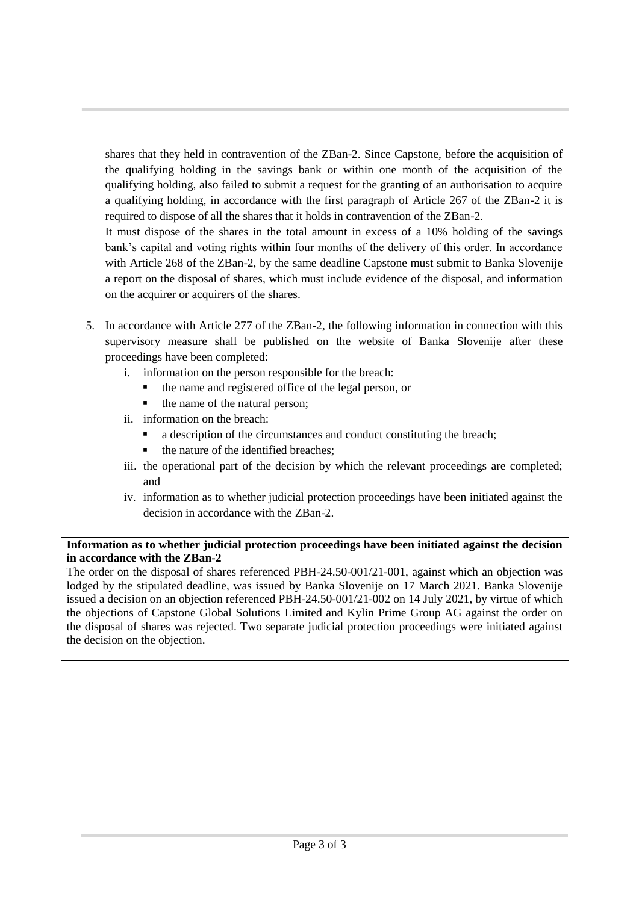shares that they held in contravention of the ZBan-2. Since Capstone, before the acquisition of the qualifying holding in the savings bank or within one month of the acquisition of the qualifying holding, also failed to submit a request for the granting of an authorisation to acquire a qualifying holding, in accordance with the first paragraph of Article 267 of the ZBan-2 it is required to dispose of all the shares that it holds in contravention of the ZBan-2.

It must dispose of the shares in the total amount in excess of a 10% holding of the savings bank's capital and voting rights within four months of the delivery of this order. In accordance with Article 268 of the ZBan-2, by the same deadline Capstone must submit to Banka Slovenije a report on the disposal of shares, which must include evidence of the disposal, and information on the acquirer or acquirers of the shares.

5. In accordance with Article 277 of the ZBan-2, the following information in connection with this supervisory measure shall be published on the website of Banka Slovenije after these proceedings have been completed:
   i. information on the person responsible for the breach:
      - the name and registered office of the legal person, or
      - the name of the natural person;
   ii. information on the breach:
      - a description of the circumstances and conduct constituting the breach;
      - the nature of the identified breaches;
   iii. the operational part of the decision by which the relevant proceedings are completed; and
   iv. information as to whether judicial protection proceedings have been initiated against the decision in accordance with the ZBan-2.

**Information as to whether judicial protection proceedings have been initiated against the decision in accordance with the ZBan-2**

The order on the disposal of shares referenced PBH-24.50-001/21-001, against which an objection was lodged by the stipulated deadline, was issued by Banka Slovenije on 17 March 2021. Banka Slovenije issued a decision on an objection referenced PBH-24.50-001/21-002 on 14 July 2021, by virtue of which the objections of Capstone Global Solutions Limited and Kylin Prime Group AG against the order on the disposal of shares was rejected. Two separate judicial protection proceedings were initiated against the decision on the objection.